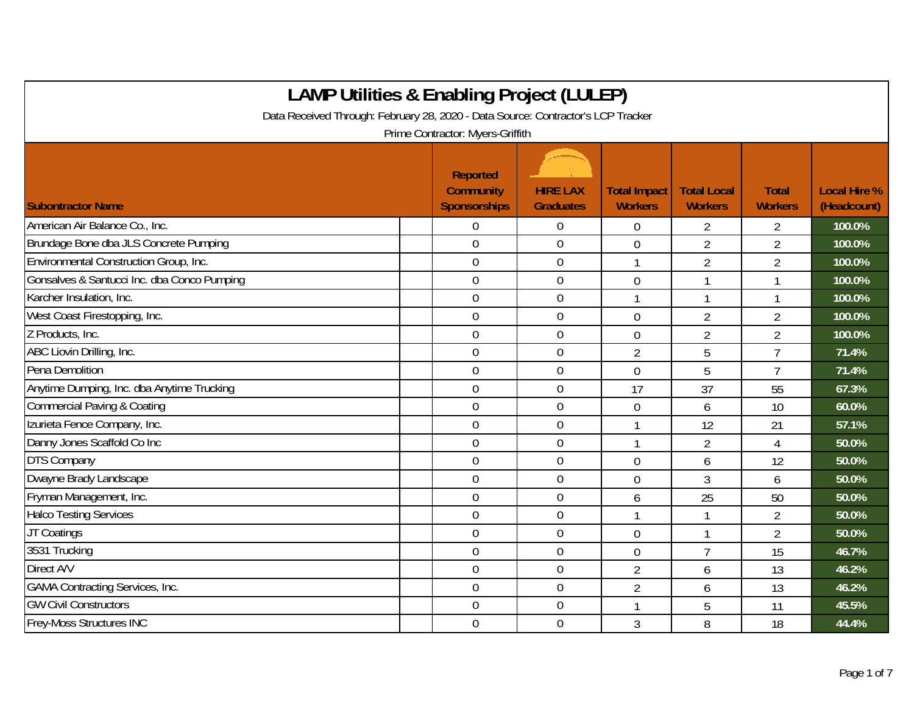# LAMP Utilities & Enabling Project (LULEP)

Data Received Through: February 28, 2020 - Data Source: Contractor's LCP Tracker

Prime Contractor: Myers-Griffith

| Subontractor Name | | Reported Community Sponsorships | HIRE LAX Graduates | Total Impact Workers | Total Local Workers | Total Workers | Local Hire % (Headcount) |
|---|---|---|---|---|---|---|---|
| American Air Balance Co., Inc. | | 0 | 0 | 0 | 2 | 2 | 100.0% |
| Brundage Bone dba JLS Concrete Pumping | | 0 | 0 | 0 | 2 | 2 | 100.0% |
| Environmental Construction Group, Inc. | | 0 | 0 | 1 | 2 | 2 | 100.0% |
| Gonsalves & Santucci Inc. dba Conco Pumping | | 0 | 0 | 0 | 1 | 1 | 100.0% |
| Karcher Insulation, Inc. | | 0 | 0 | 1 | 1 | 1 | 100.0% |
| West Coast Firestopping, Inc. | | 0 | 0 | 0 | 2 | 2 | 100.0% |
| Z Products, Inc. | | 0 | 0 | 0 | 2 | 2 | 100.0% |
| ABC Liovin Drilling, Inc. | | 0 | 0 | 2 | 5 | 7 | 71.4% |
| Pena Demolition | | 0 | 0 | 0 | 5 | 7 | 71.4% |
| Anytime Dumping, Inc. dba Anytime Trucking | | 0 | 0 | 17 | 37 | 55 | 67.3% |
| Commercial Paving & Coating | | 0 | 0 | 0 | 6 | 10 | 60.0% |
| Izurieta Fence Company, Inc. | | 0 | 0 | 1 | 12 | 21 | 57.1% |
| Danny Jones Scaffold Co Inc | | 0 | 0 | 1 | 2 | 4 | 50.0% |
| DTS Company | | 0 | 0 | 0 | 6 | 12 | 50.0% |
| Dwayne Brady Landscape | | 0 | 0 | 0 | 3 | 6 | 50.0% |
| Fryman Management, Inc. | | 0 | 0 | 6 | 25 | 50 | 50.0% |
| Halco Testing Services | | 0 | 0 | 1 | 1 | 2 | 50.0% |
| JT Coatings | | 0 | 0 | 0 | 1 | 2 | 50.0% |
| 3531 Trucking | | 0 | 0 | 0 | 7 | 15 | 46.7% |
| Direct A/V | | 0 | 0 | 2 | 6 | 13 | 46.2% |
| GAMA Contracting Services, Inc. | | 0 | 0 | 2 | 6 | 13 | 46.2% |
| GW Civil Constructors | | 0 | 0 | 1 | 5 | 11 | 45.5% |
| Frey-Moss Structures INC | | 0 | 0 | 3 | 8 | 18 | 44.4% |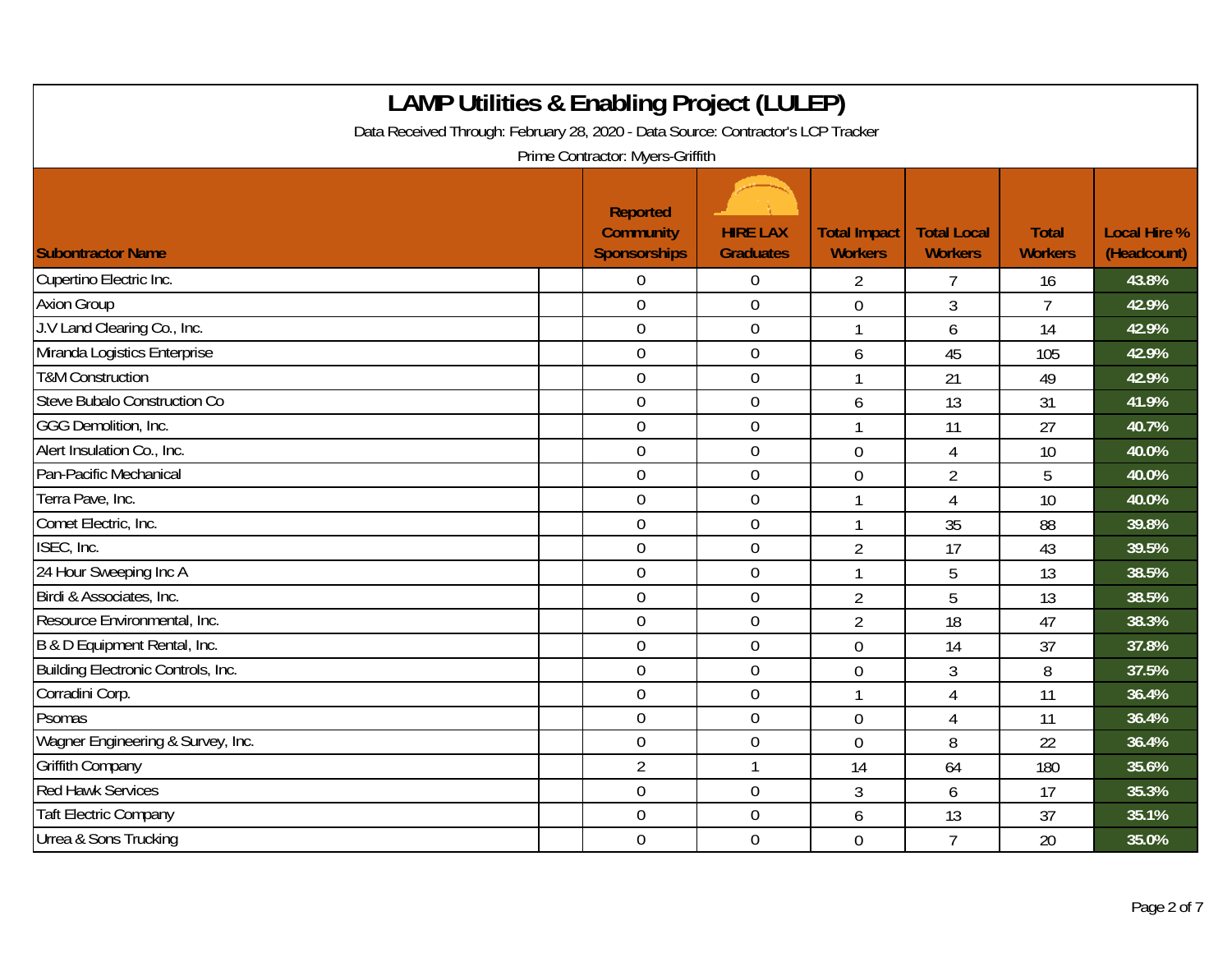# LAMP Utilities & Enabling Project (LULEP)

Data Received Through: February 28, 2020 - Data Source: Contractor's LCP Tracker

Prime Contractor: Myers-Griffith

| Subontractor Name | Reported Community Sponsorships | HIRE LAX Graduates | Total Impact Workers | Total Local Workers | Total Workers | Local Hire % (Headcount) |
|---|---|---|---|---|---|---|
| Cupertino Electric Inc. | 0 | 0 | 2 | 7 | 16 | 43.8% |
| Axion Group | 0 | 0 | 0 | 3 | 7 | 42.9% |
| J.V Land Clearing Co., Inc. | 0 | 0 | 1 | 6 | 14 | 42.9% |
| Miranda Logistics Enterprise | 0 | 0 | 6 | 45 | 105 | 42.9% |
| T&M Construction | 0 | 0 | 1 | 21 | 49 | 42.9% |
| Steve Bubalo Construction Co | 0 | 0 | 6 | 13 | 31 | 41.9% |
| GGG Demolition, Inc. | 0 | 0 | 1 | 11 | 27 | 40.7% |
| Alert Insulation Co., Inc. | 0 | 0 | 0 | 4 | 10 | 40.0% |
| Pan-Pacific Mechanical | 0 | 0 | 0 | 2 | 5 | 40.0% |
| Terra Pave, Inc. | 0 | 0 | 1 | 4 | 10 | 40.0% |
| Comet Electric, Inc. | 0 | 0 | 1 | 35 | 88 | 39.8% |
| ISEC, Inc. | 0 | 0 | 2 | 17 | 43 | 39.5% |
| 24 Hour Sweeping Inc A | 0 | 0 | 1 | 5 | 13 | 38.5% |
| Birdi & Associates, Inc. | 0 | 0 | 2 | 5 | 13 | 38.5% |
| Resource Environmental, Inc. | 0 | 0 | 2 | 18 | 47 | 38.3% |
| B & D Equipment Rental, Inc. | 0 | 0 | 0 | 14 | 37 | 37.8% |
| Building Electronic Controls, Inc. | 0 | 0 | 0 | 3 | 8 | 37.5% |
| Corradini Corp. | 0 | 0 | 1 | 4 | 11 | 36.4% |
| Psomas | 0 | 0 | 0 | 4 | 11 | 36.4% |
| Wagner Engineering & Survey, Inc. | 0 | 0 | 0 | 8 | 22 | 36.4% |
| Griffith Company | 2 | 1 | 14 | 64 | 180 | 35.6% |
| Red Hawk Services | 0 | 0 | 3 | 6 | 17 | 35.3% |
| Taft Electric Company | 0 | 0 | 6 | 13 | 37 | 35.1% |
| Urrea & Sons Trucking | 0 | 0 | 0 | 7 | 20 | 35.0% |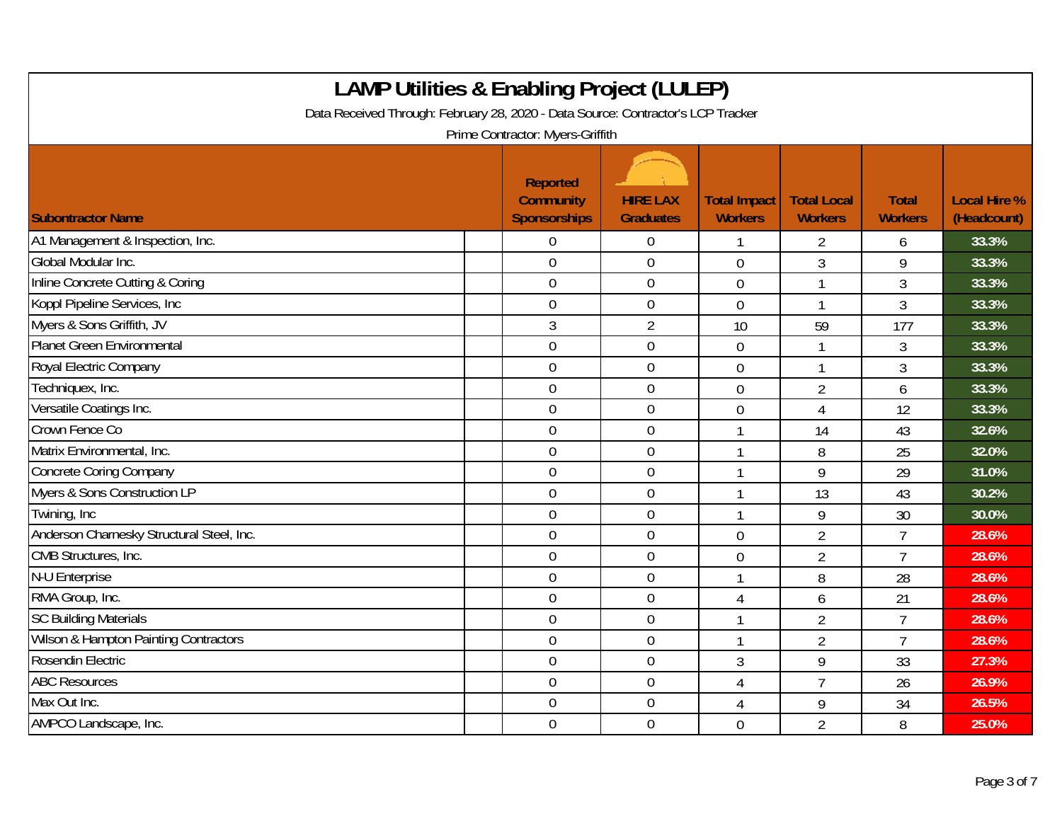# LAMP Utilities & Enabling Project (LULEP)

Data Received Through: February 28, 2020 - Data Source: Contractor's LCP Tracker

Prime Contractor: Myers-Griffith

| Subontractor Name | Reported Community Sponsorships | HIRE LAX Graduates | Total Impact Workers | Total Local Workers | Total Workers | Local Hire % (Headcount) |
|---|---|---|---|---|---|---|
| A1 Management & Inspection, Inc. | 0 | 0 | 1 | 2 | 6 | 33.3% |
| Global Modular Inc. | 0 | 0 | 0 | 3 | 9 | 33.3% |
| Inline Concrete Cutting & Coring | 0 | 0 | 0 | 1 | 3 | 33.3% |
| Koppl Pipeline Services, Inc | 0 | 0 | 0 | 1 | 3 | 33.3% |
| Myers & Sons Griffith, JV | 3 | 2 | 10 | 59 | 177 | 33.3% |
| Planet Green Environmental | 0 | 0 | 0 | 1 | 3 | 33.3% |
| Royal Electric Company | 0 | 0 | 0 | 1 | 3 | 33.3% |
| Techniquex, Inc. | 0 | 0 | 0 | 2 | 6 | 33.3% |
| Versatile Coatings Inc. | 0 | 0 | 0 | 4 | 12 | 33.3% |
| Crown Fence Co | 0 | 0 | 1 | 14 | 43 | 32.6% |
| Matrix Environmental, Inc. | 0 | 0 | 1 | 8 | 25 | 32.0% |
| Concrete Coring Company | 0 | 0 | 1 | 9 | 29 | 31.0% |
| Myers & Sons Construction LP | 0 | 0 | 1 | 13 | 43 | 30.2% |
| Twining, Inc | 0 | 0 | 1 | 9 | 30 | 30.0% |
| Anderson Charnesky Structural Steel, Inc. | 0 | 0 | 0 | 2 | 7 | 28.6% |
| CMB Structures, Inc. | 0 | 0 | 0 | 2 | 7 | 28.6% |
| N-U Enterprise | 0 | 0 | 1 | 8 | 28 | 28.6% |
| RMA Group, Inc. | 0 | 0 | 4 | 6 | 21 | 28.6% |
| SC Building Materials | 0 | 0 | 1 | 2 | 7 | 28.6% |
| Wilson & Hampton Painting Contractors | 0 | 0 | 1 | 2 | 7 | 28.6% |
| Rosendin Electric | 0 | 0 | 3 | 9 | 33 | 27.3% |
| ABC Resources | 0 | 0 | 4 | 7 | 26 | 26.9% |
| Max Out Inc. | 0 | 0 | 4 | 9 | 34 | 26.5% |
| AMPCO Landscape, Inc. | 0 | 0 | 0 | 2 | 8 | 25.0% |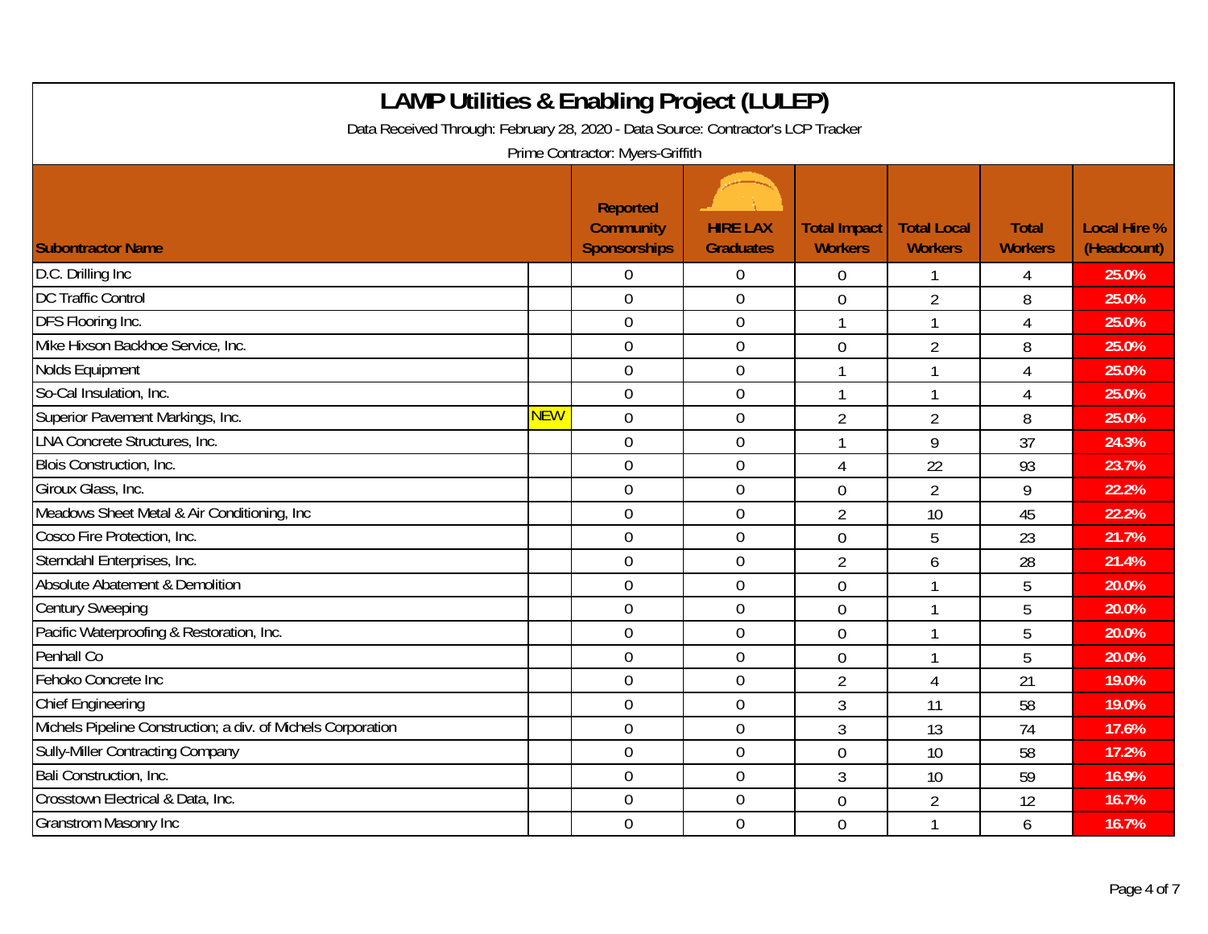# LAMP Utilities & Enabling Project (LULEP)

Data Received Through: February 28, 2020 - Data Source: Contractor's LCP Tracker

Prime Contractor: Myers-Griffith

| Subontractor Name | | Reported Community Sponsorships | HIRE LAX Graduates | Total Impact Workers | Total Local Workers | Total Workers | Local Hire % (Headcount) |
|---|---|---|---|---|---|---|---|
| D.C. Drilling Inc | | 0 | 0 | 0 | 1 | 4 | 25.0% |
| DC Traffic Control | | 0 | 0 | 0 | 2 | 8 | 25.0% |
| DFS Flooring Inc. | | 0 | 0 | 1 | 1 | 4 | 25.0% |
| Mike Hixson Backhoe Service, Inc. | | 0 | 0 | 0 | 2 | 8 | 25.0% |
| Nolds Equipment | | 0 | 0 | 1 | 1 | 4 | 25.0% |
| So-Cal Insulation, Inc. | | 0 | 0 | 1 | 1 | 4 | 25.0% |
| Superior Pavement Markings, Inc. | NEW | 0 | 0 | 2 | 2 | 8 | 25.0% |
| LNA Concrete Structures, Inc. | | 0 | 0 | 1 | 9 | 37 | 24.3% |
| Blois Construction, Inc. | | 0 | 0 | 4 | 22 | 93 | 23.7% |
| Giroux Glass, Inc. | | 0 | 0 | 0 | 2 | 9 | 22.2% |
| Meadows Sheet Metal & Air Conditioning, Inc | | 0 | 0 | 2 | 10 | 45 | 22.2% |
| Cosco Fire Protection, Inc. | | 0 | 0 | 0 | 5 | 23 | 21.7% |
| Sterndahl Enterprises, Inc. | | 0 | 0 | 2 | 6 | 28 | 21.4% |
| Absolute Abatement & Demolition | | 0 | 0 | 0 | 1 | 5 | 20.0% |
| Century Sweeping | | 0 | 0 | 0 | 1 | 5 | 20.0% |
| Pacific Waterproofing & Restoration, Inc. | | 0 | 0 | 0 | 1 | 5 | 20.0% |
| Penhall Co | | 0 | 0 | 0 | 1 | 5 | 20.0% |
| Fehoko Concrete Inc | | 0 | 0 | 2 | 4 | 21 | 19.0% |
| Chief Engineering | | 0 | 0 | 3 | 11 | 58 | 19.0% |
| Michels Pipeline Construction; a div. of Michels Corporation | | 0 | 0 | 3 | 13 | 74 | 17.6% |
| Sully-Miller Contracting Company | | 0 | 0 | 0 | 10 | 58 | 17.2% |
| Bali Construction, Inc. | | 0 | 0 | 3 | 10 | 59 | 16.9% |
| Crosstown Electrical & Data, Inc. | | 0 | 0 | 0 | 2 | 12 | 16.7% |
| Granstrom Masonry Inc | | 0 | 0 | 0 | 1 | 6 | 16.7% |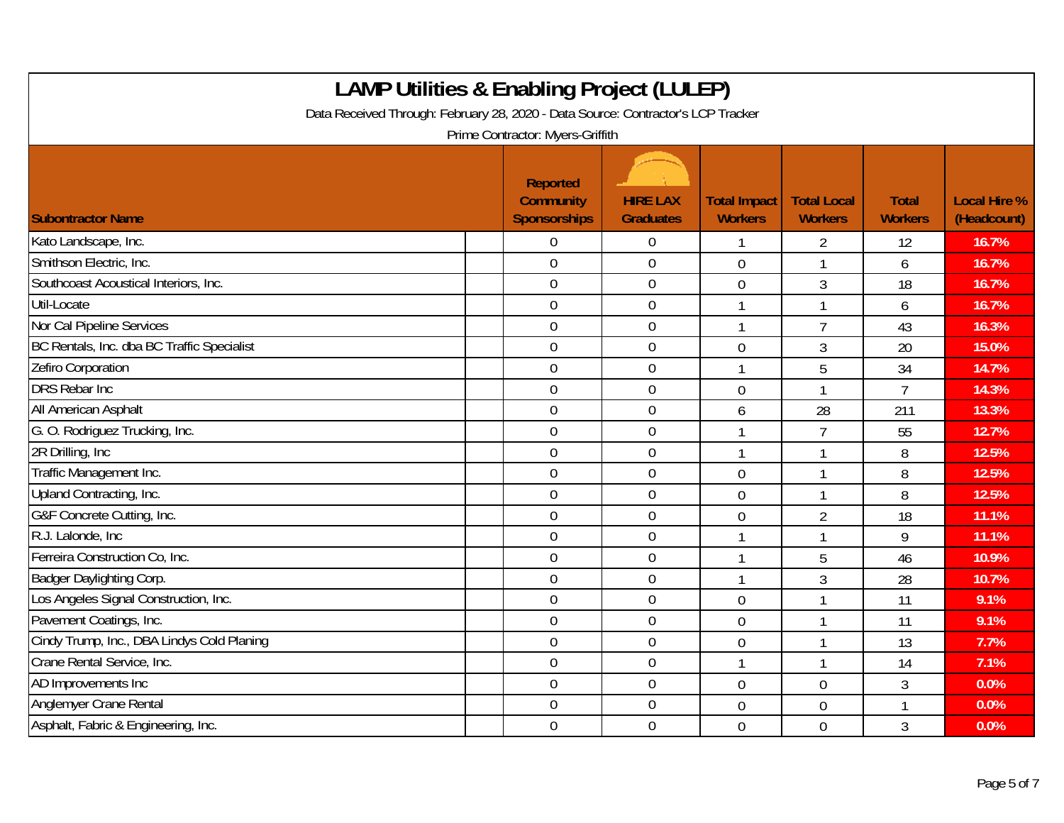# LAMP Utilities & Enabling Project (LULEP)

Data Received Through: February 28, 2020 - Data Source: Contractor's LCP Tracker

Prime Contractor: Myers-Griffith

| Subontractor Name | Reported Community Sponsorships | HIRE LAX Graduates | Total Impact Workers | Total Local Workers | Total Workers | Local Hire % (Headcount) |
|---|---|---|---|---|---|---|
| Kato Landscape, Inc. | 0 | 0 | 1 | 2 | 12 | 16.7% |
| Smithson Electric, Inc. | 0 | 0 | 0 | 1 | 6 | 16.7% |
| Southcoast Acoustical Interiors, Inc. | 0 | 0 | 0 | 3 | 18 | 16.7% |
| Util-Locate | 0 | 0 | 1 | 1 | 6 | 16.7% |
| Nor Cal Pipeline Services | 0 | 0 | 1 | 7 | 43 | 16.3% |
| BC Rentals, Inc. dba BC Traffic Specialist | 0 | 0 | 0 | 3 | 20 | 15.0% |
| Zefiro Corporation | 0 | 0 | 1 | 5 | 34 | 14.7% |
| DRS Rebar Inc | 0 | 0 | 0 | 1 | 7 | 14.3% |
| All American Asphalt | 0 | 0 | 6 | 28 | 211 | 13.3% |
| G. O. Rodriguez Trucking, Inc. | 0 | 0 | 1 | 7 | 55 | 12.7% |
| 2R Drilling, Inc | 0 | 0 | 1 | 1 | 8 | 12.5% |
| Traffic Management Inc. | 0 | 0 | 0 | 1 | 8 | 12.5% |
| Upland Contracting, Inc. | 0 | 0 | 0 | 1 | 8 | 12.5% |
| G&F Concrete Cutting, Inc. | 0 | 0 | 0 | 2 | 18 | 11.1% |
| R.J. Lalonde, Inc | 0 | 0 | 1 | 1 | 9 | 11.1% |
| Ferreira Construction Co, Inc. | 0 | 0 | 1 | 5 | 46 | 10.9% |
| Badger Daylighting Corp. | 0 | 0 | 1 | 3 | 28 | 10.7% |
| Los Angeles Signal Construction, Inc. | 0 | 0 | 0 | 1 | 11 | 9.1% |
| Pavement Coatings, Inc. | 0 | 0 | 0 | 1 | 11 | 9.1% |
| Cindy Trump, Inc., DBA Lindys Cold Planing | 0 | 0 | 0 | 1 | 13 | 7.7% |
| Crane Rental Service, Inc. | 0 | 0 | 1 | 1 | 14 | 7.1% |
| AD Improvements Inc | 0 | 0 | 0 | 0 | 3 | 0.0% |
| Anglemyer Crane Rental | 0 | 0 | 0 | 0 | 1 | 0.0% |
| Asphalt, Fabric & Engineering, Inc. | 0 | 0 | 0 | 0 | 3 | 0.0% |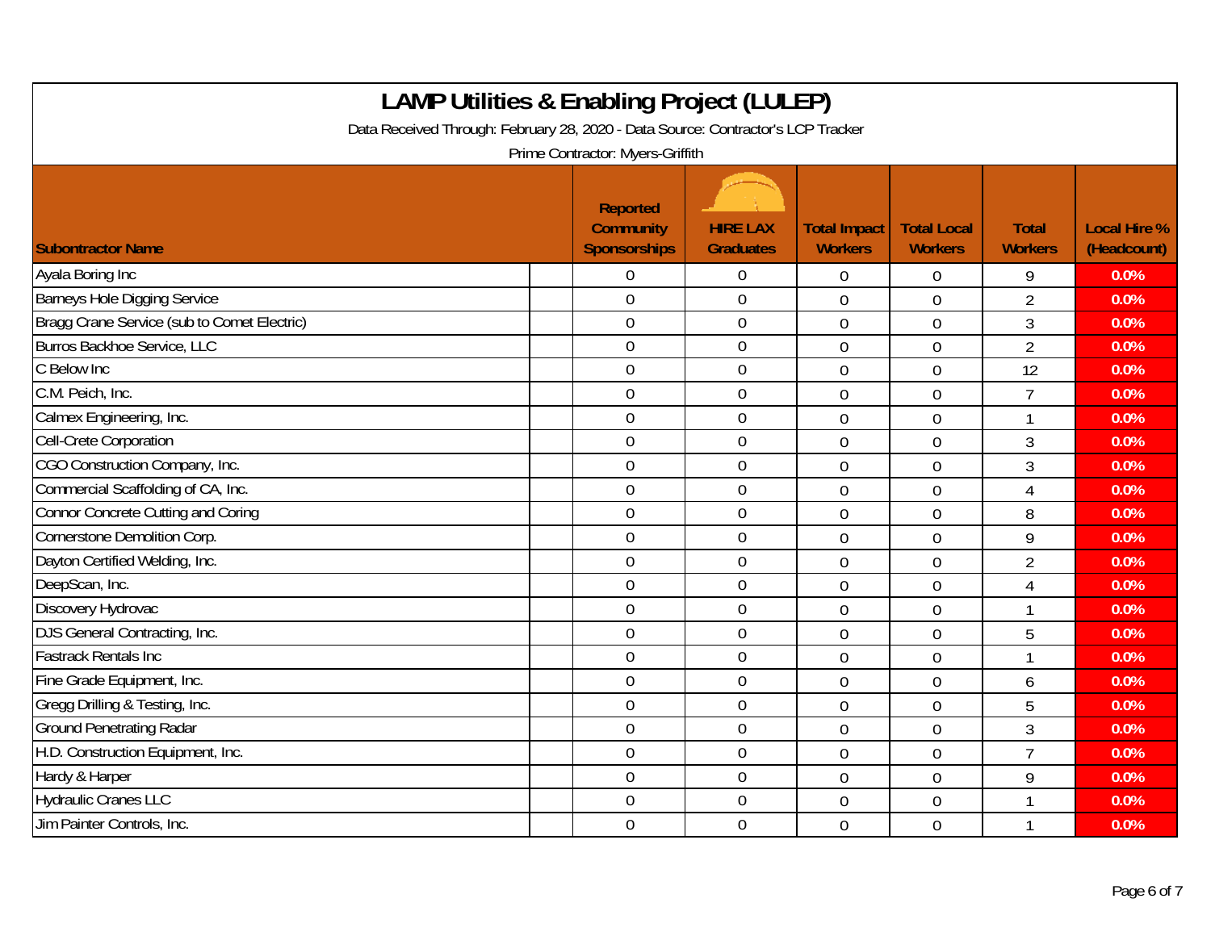# LAMP Utilities & Enabling Project (LULEP)

Data Received Through: February 28, 2020 - Data Source: Contractor's LCP Tracker

Prime Contractor: Myers-Griffith

| Subontractor Name | Reported Community Sponsorships | HIRE LAX Graduates | Total Impact Workers | Total Local Workers | Total Workers | Local Hire % (Headcount) |
|---|---|---|---|---|---|---|
| Ayala Boring Inc | 0 | 0 | 0 | 0 | 9 | 0.0% |
| Barneys Hole Digging Service | 0 | 0 | 0 | 0 | 2 | 0.0% |
| Bragg Crane Service (sub to Comet Electric) | 0 | 0 | 0 | 0 | 3 | 0.0% |
| Burros Backhoe Service, LLC | 0 | 0 | 0 | 0 | 2 | 0.0% |
| C Below Inc | 0 | 0 | 0 | 0 | 12 | 0.0% |
| C.M. Peich, Inc. | 0 | 0 | 0 | 0 | 7 | 0.0% |
| Calmex Engineering, Inc. | 0 | 0 | 0 | 0 | 1 | 0.0% |
| Cell-Crete Corporation | 0 | 0 | 0 | 0 | 3 | 0.0% |
| CGO Construction Company, Inc. | 0 | 0 | 0 | 0 | 3 | 0.0% |
| Commercial Scaffolding of CA, Inc. | 0 | 0 | 0 | 0 | 4 | 0.0% |
| Connor Concrete Cutting and Coring | 0 | 0 | 0 | 0 | 8 | 0.0% |
| Cornerstone Demolition Corp. | 0 | 0 | 0 | 0 | 9 | 0.0% |
| Dayton Certified Welding, Inc. | 0 | 0 | 0 | 0 | 2 | 0.0% |
| DeepScan, Inc. | 0 | 0 | 0 | 0 | 4 | 0.0% |
| Discovery Hydrovac | 0 | 0 | 0 | 0 | 1 | 0.0% |
| DJS General Contracting, Inc. | 0 | 0 | 0 | 0 | 5 | 0.0% |
| Fastrack Rentals Inc | 0 | 0 | 0 | 0 | 1 | 0.0% |
| Fine Grade Equipment, Inc. | 0 | 0 | 0 | 0 | 6 | 0.0% |
| Gregg Drilling & Testing, Inc. | 0 | 0 | 0 | 0 | 5 | 0.0% |
| Ground Penetrating Radar | 0 | 0 | 0 | 0 | 3 | 0.0% |
| H.D. Construction Equipment, Inc. | 0 | 0 | 0 | 0 | 7 | 0.0% |
| Hardy & Harper | 0 | 0 | 0 | 0 | 9 | 0.0% |
| Hydraulic Cranes LLC | 0 | 0 | 0 | 0 | 1 | 0.0% |
| Jim Painter Controls, Inc. | 0 | 0 | 0 | 0 | 1 | 0.0% |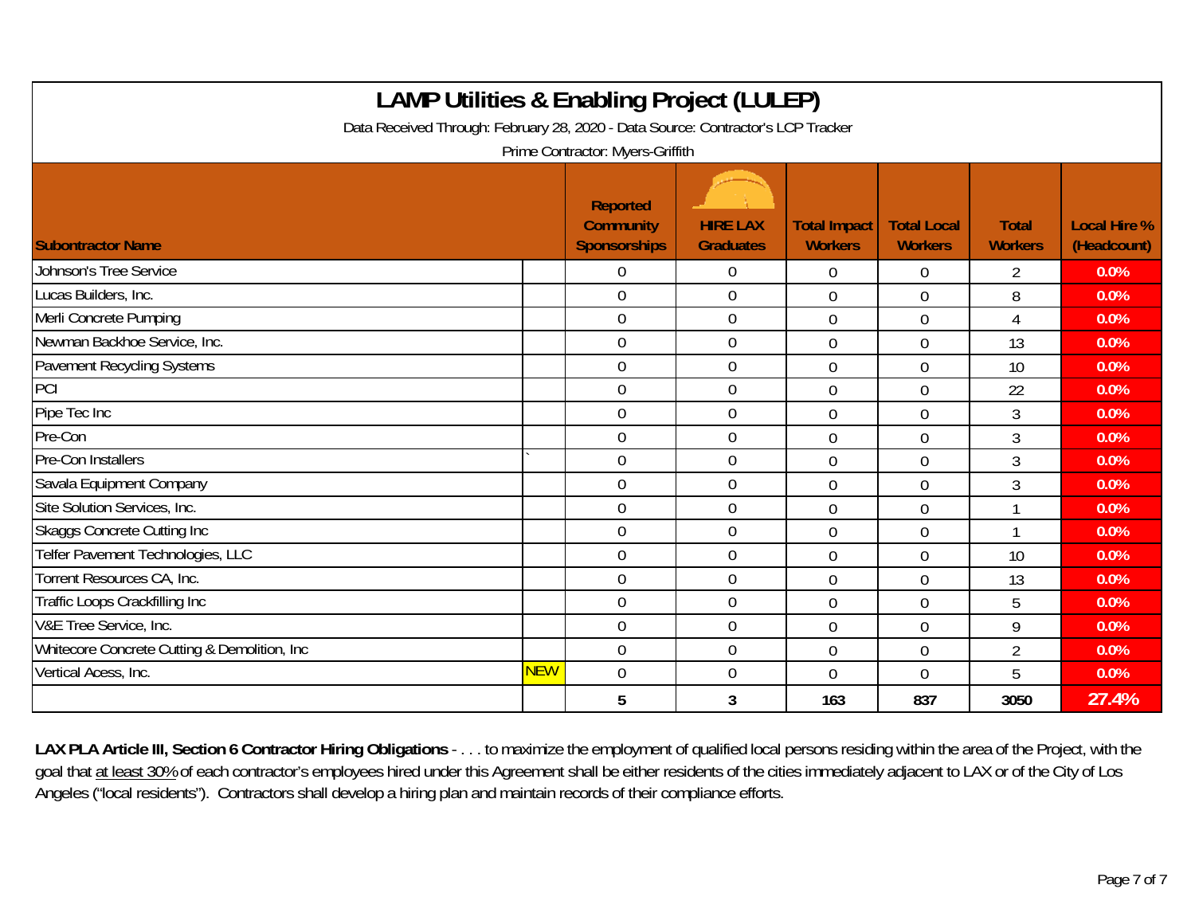# LAMP Utilities & Enabling Project (LULEP)

Data Received Through: February 28, 2020 - Data Source: Contractor's LCP Tracker

Prime Contractor: Myers-Griffith

| Subontractor Name | | Reported Community Sponsorships | HIRE LAX Graduates | Total Impact Workers | Total Local Workers | Total Workers | Local Hire % (Headcount) |
|---|---|---|---|---|---|---|---|
| Johnson's Tree Service | | 0 | 0 | 0 | 0 | 2 | 0.0% |
| Lucas Builders, Inc. | | 0 | 0 | 0 | 0 | 8 | 0.0% |
| Merli Concrete Pumping | | 0 | 0 | 0 | 0 | 4 | 0.0% |
| Newman Backhoe Service, Inc. | | 0 | 0 | 0 | 0 | 13 | 0.0% |
| Pavement Recycling Systems | | 0 | 0 | 0 | 0 | 10 | 0.0% |
| PCI | | 0 | 0 | 0 | 0 | 22 | 0.0% |
| Pipe Tec Inc | | 0 | 0 | 0 | 0 | 3 | 0.0% |
| Pre-Con | | 0 | 0 | 0 | 0 | 3 | 0.0% |
| Pre-Con Installers | ` | 0 | 0 | 0 | 0 | 3 | 0.0% |
| Savala Equipment Company | | 0 | 0 | 0 | 0 | 3 | 0.0% |
| Site Solution Services, Inc. | | 0 | 0 | 0 | 0 | 1 | 0.0% |
| Skaggs Concrete Cutting Inc | | 0 | 0 | 0 | 0 | 1 | 0.0% |
| Telfer Pavement Technologies, LLC | | 0 | 0 | 0 | 0 | 10 | 0.0% |
| Torrent Resources CA, Inc. | | 0 | 0 | 0 | 0 | 13 | 0.0% |
| Traffic Loops Crackfilling Inc | | 0 | 0 | 0 | 0 | 5 | 0.0% |
| V&E Tree Service, Inc. | | 0 | 0 | 0 | 0 | 9 | 0.0% |
| Whitecore Concrete Cutting & Demolition, Inc | | 0 | 0 | 0 | 0 | 2 | 0.0% |
| Vertical Acess, Inc. | NEW | 0 | 0 | 0 | 0 | 5 | 0.0% |
| | | **5** | **3** | **163** | **837** | **3050** | **27.4%** |

**LAX PLA Article III, Section 6 Contractor Hiring Obligations** - . . . to maximize the employment of qualified local persons residing within the area of the Project, with the goal that at least 30% of each contractor's employees hired under this Agreement shall be either residents of the cities immediately adjacent to LAX or of the City of Los Angeles ("local residents"). Contractors shall develop a hiring plan and maintain records of their compliance efforts.